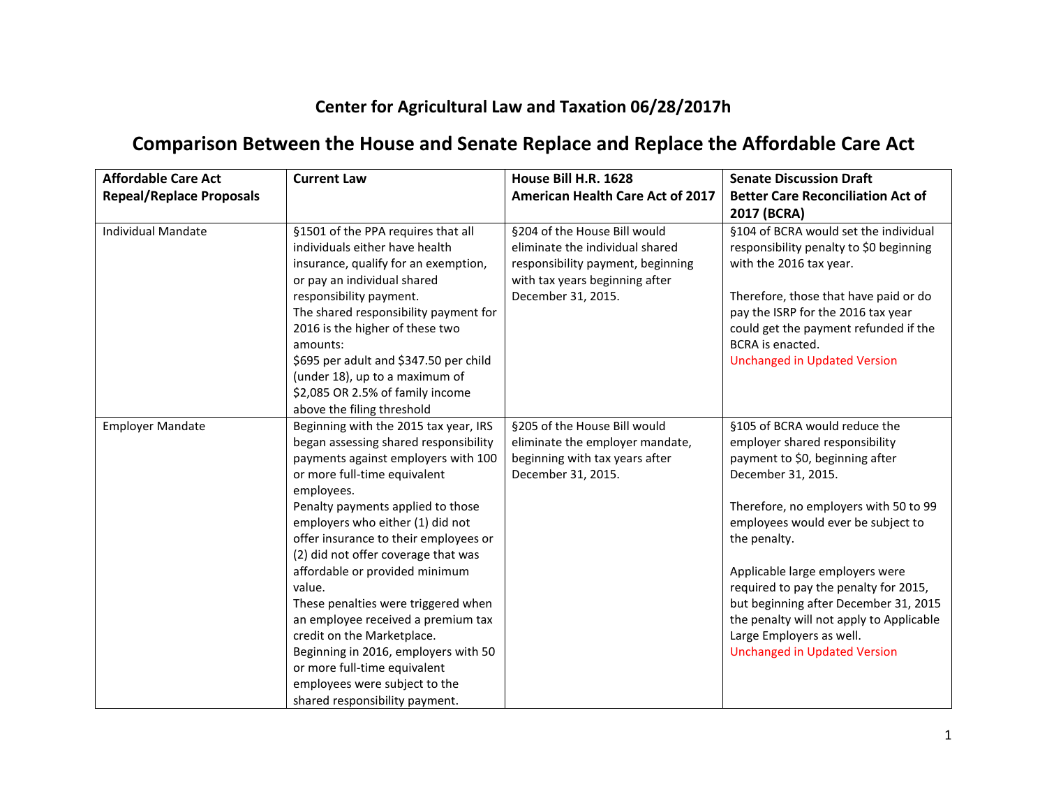## Center for Agricultural Law and Taxation 06/28/2017h

# Comparison Between the House and Senate Replace and Replace the Affordable Care Act

| Affordable Care Act Repeal/Replace Proposals | Current Law | House Bill H.R. 1628 American Health Care Act of 2017 | Senate Discussion Draft Better Care Reconciliation Act of 2017 (BCRA) |
| --- | --- | --- | --- |
| Individual Mandate | §1501 of the PPA requires that all individuals either have health insurance, qualify for an exemption, or pay an individual shared responsibility payment.<br>The shared responsibility payment for 2016 is the higher of these two amounts:<br>$695 per adult and $347.50 per child (under 18), up to a maximum of $2,085 OR 2.5% of family income above the filing threshold | §204 of the House Bill would eliminate the individual shared responsibility payment, beginning with tax years beginning after December 31, 2015. | §104 of BCRA would set the individual responsibility penalty to $0 beginning with the 2016 tax year.<br><br>Therefore, those that have paid or do pay the ISRP for the 2016 tax year could get the payment refunded if the BCRA is enacted.<br>Unchanged in Updated Version |
| Employer Mandate | Beginning with the 2015 tax year, IRS began assessing shared responsibility payments against employers with 100 or more full-time equivalent employees.<br>Penalty payments applied to those employers who either (1) did not offer insurance to their employees or (2) did not offer coverage that was affordable or provided minimum value.<br>These penalties were triggered when an employee received a premium tax credit on the Marketplace.<br>Beginning in 2016, employers with 50 or more full-time equivalent employees were subject to the shared responsibility payment. | §205 of the House Bill would eliminate the employer mandate, beginning with tax years after December 31, 2015. | §105 of BCRA would reduce the employer shared responsibility payment to $0, beginning after December 31, 2015.<br><br>Therefore, no employers with 50 to 99 employees would ever be subject to the penalty.<br><br>Applicable large employers were required to pay the penalty for 2015, but beginning after December 31, 2015 the penalty will not apply to Applicable Large Employers as well.<br>Unchanged in Updated Version |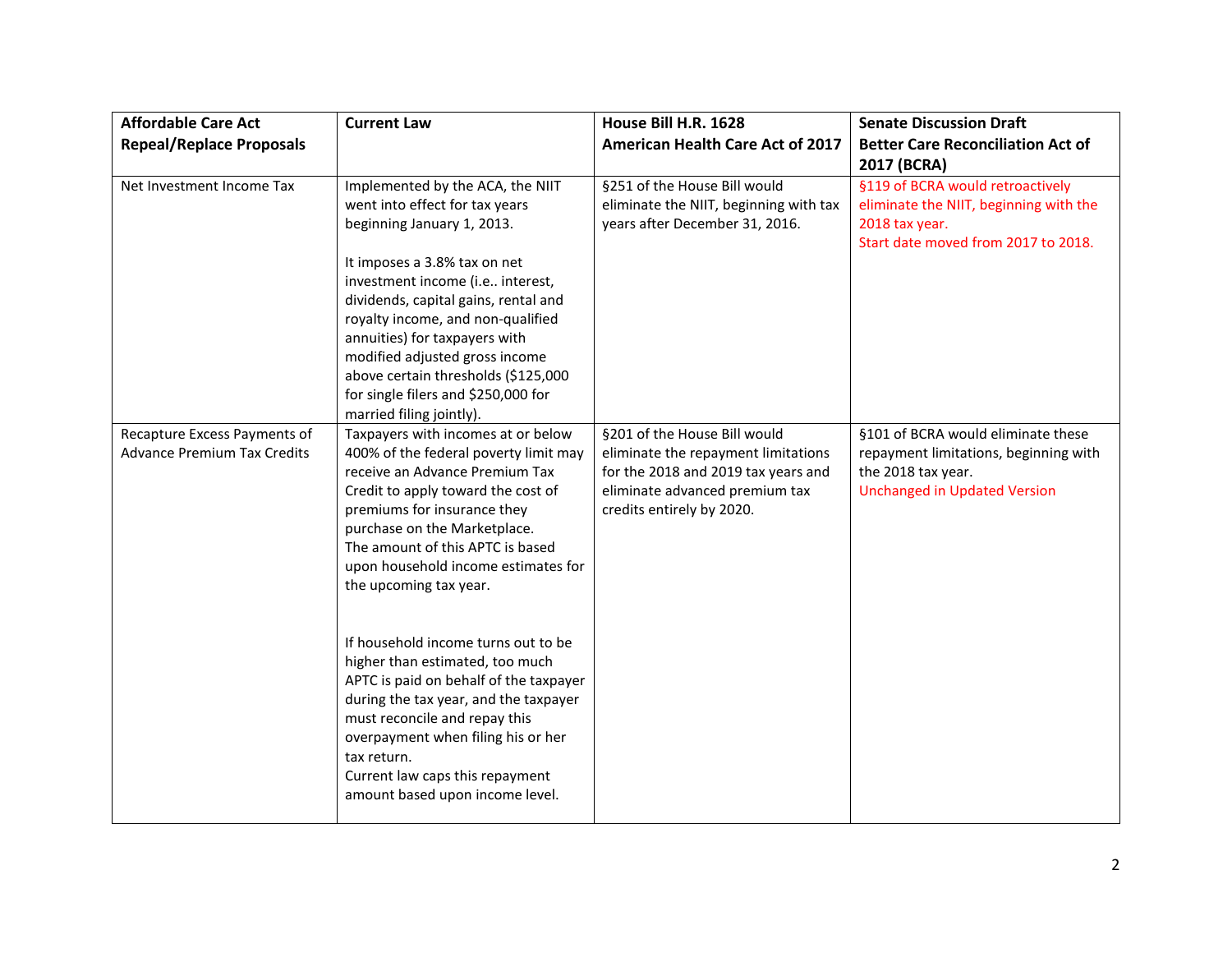| Affordable Care Act Repeal/Replace Proposals | Current Law | House Bill H.R. 1628 American Health Care Act of 2017 | Senate Discussion Draft Better Care Reconciliation Act of 2017 (BCRA) |
|---|---|---|---|
| Net Investment Income Tax | Implemented by the ACA, the NIIT went into effect for tax years beginning January 1, 2013.<br><br>It imposes a 3.8% tax on net investment income (i.e.. interest, dividends, capital gains, rental and royalty income, and non-qualified annuities) for taxpayers with modified adjusted gross income above certain thresholds ($125,000 for single filers and $250,000 for married filing jointly). | §251 of the House Bill would eliminate the NIIT, beginning with tax years after December 31, 2016. | §119 of BCRA would retroactively eliminate the NIIT, beginning with the 2018 tax year.<br>Start date moved from 2017 to 2018. |
| Recapture Excess Payments of Advance Premium Tax Credits | Taxpayers with incomes at or below 400% of the federal poverty limit may receive an Advance Premium Tax Credit to apply toward the cost of premiums for insurance they purchase on the Marketplace.<br>The amount of this APTC is based upon household income estimates for the upcoming tax year.<br><br>If household income turns out to be higher than estimated, too much APTC is paid on behalf of the taxpayer during the tax year, and the taxpayer must reconcile and repay this overpayment when filing his or her tax return.<br>Current law caps this repayment amount based upon income level. | §201 of the House Bill would eliminate the repayment limitations for the 2018 and 2019 tax years and eliminate advanced premium tax credits entirely by 2020. | §101 of BCRA would eliminate these repayment limitations, beginning with the 2018 tax year.<br>Unchanged in Updated Version |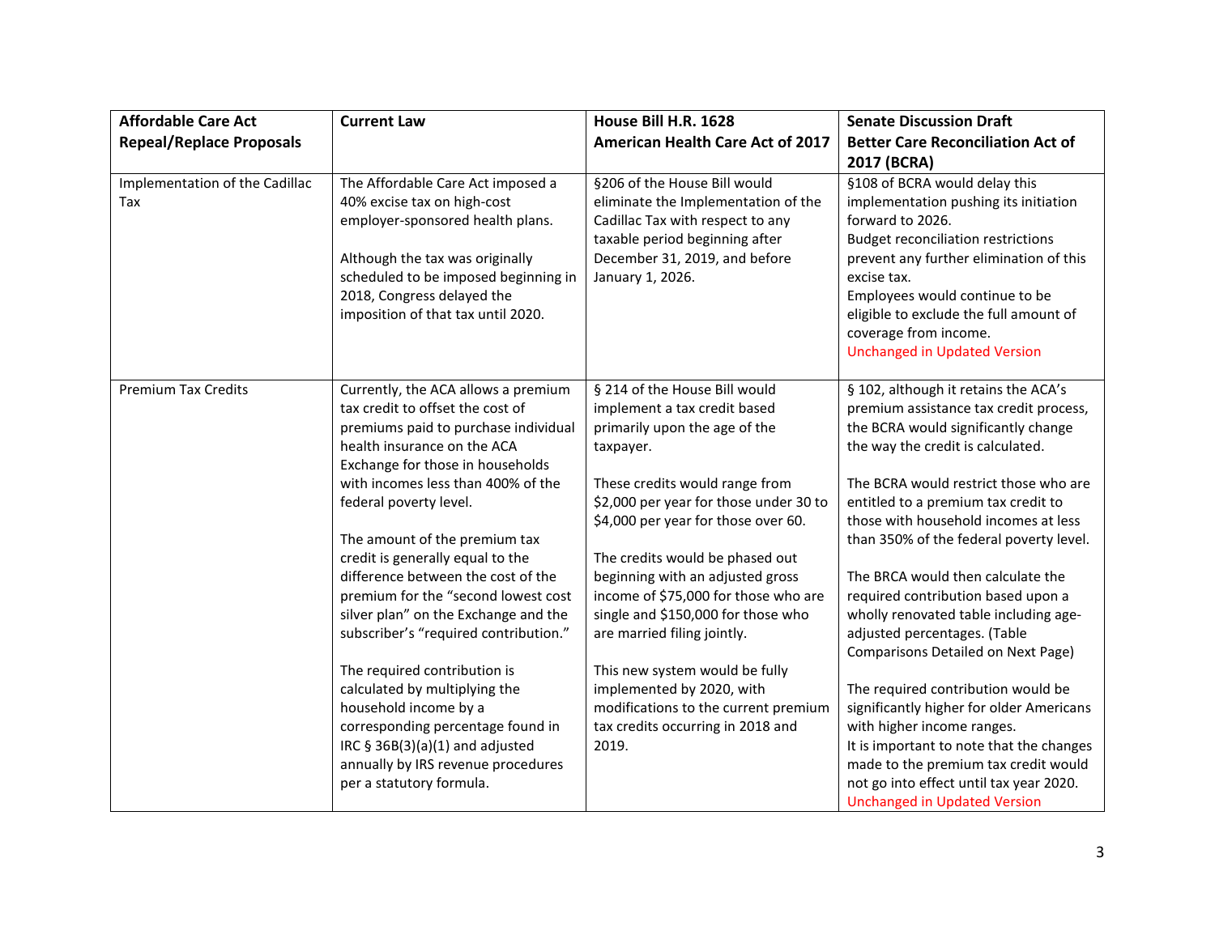| Affordable Care Act Repeal/Replace Proposals | Current Law | House Bill H.R. 1628 American Health Care Act of 2017 | Senate Discussion Draft Better Care Reconciliation Act of 2017 (BCRA) |
|---|---|---|---|
| Implementation of the Cadillac Tax | The Affordable Care Act imposed a 40% excise tax on high-cost employer-sponsored health plans.<br><br>Although the tax was originally scheduled to be imposed beginning in 2018, Congress delayed the imposition of that tax until 2020. | §206 of the House Bill would eliminate the Implementation of the Cadillac Tax with respect to any taxable period beginning after December 31, 2019, and before January 1, 2026. | §108 of BCRA would delay this implementation pushing its initiation forward to 2026.<br>Budget reconciliation restrictions prevent any further elimination of this excise tax.<br>Employees would continue to be eligible to exclude the full amount of coverage from income.<br>Unchanged in Updated Version |
| Premium Tax Credits | Currently, the ACA allows a premium tax credit to offset the cost of premiums paid to purchase individual health insurance on the ACA Exchange for those in households with incomes less than 400% of the federal poverty level.<br><br>The amount of the premium tax credit is generally equal to the difference between the cost of the premium for the "second lowest cost silver plan" on the Exchange and the subscriber's "required contribution."<br><br>The required contribution is calculated by multiplying the household income by a corresponding percentage found in IRC § 36B(3)(a)(1) and adjusted annually by IRS revenue procedures per a statutory formula. | § 214 of the House Bill would implement a tax credit based primarily upon the age of the taxpayer.<br><br>These credits would range from $2,000 per year for those under 30 to $4,000 per year for those over 60.<br><br>The credits would be phased out beginning with an adjusted gross income of $75,000 for those who are single and $150,000 for those who are married filing jointly.<br><br>This new system would be fully implemented by 2020, with modifications to the current premium tax credits occurring in 2018 and 2019. | § 102, although it retains the ACA's premium assistance tax credit process, the BCRA would significantly change the way the credit is calculated.<br><br>The BCRA would restrict those who are entitled to a premium tax credit to those with household incomes at less than 350% of the federal poverty level.<br><br>The BRCA would then calculate the required contribution based upon a wholly renovated table including age-adjusted percentages. (Table Comparisons Detailed on Next Page)<br><br>The required contribution would be significantly higher for older Americans with higher income ranges.<br>It is important to note that the changes made to the premium tax credit would not go into effect until tax year 2020.<br>Unchanged in Updated Version |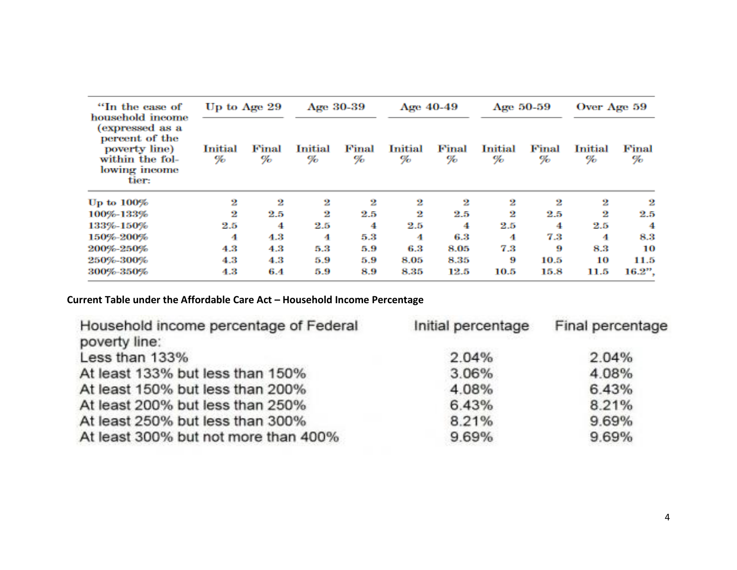| "In the case of household income (expressed as a percent of the poverty line) within the following income tier: | Up to Age 29 | | Age 30-39 | | Age 40-49 | | Age 50-59 | | Over Age 59 | |
|---|---|---|---|---|---|---|---|---|---|---|
| | Initial % | Final % | Initial % | Final % | Initial % | Final % | Initial % | Final % | Initial % | Final % |
| Up to 100% | 2 | 2 | 2 | 2 | 2 | 2 | 2 | 2 | 2 | 2 |
| 100%-133% | 2 | 2.5 | 2 | 2.5 | 2 | 2.5 | 2 | 2.5 | 2 | 2.5 |
| 133%-150% | 2.5 | 4 | 2.5 | 4 | 2.5 | 4 | 2.5 | 4 | 2.5 | 4 |
| 150%-200% | 4 | 4.3 | 4 | 5.3 | 4 | 6.3 | 4 | 7.3 | 4 | 8.3 |
| 200%-250% | 4.3 | 4.3 | 5.3 | 5.9 | 6.3 | 8.05 | 7.3 | 9 | 8.3 | 10 |
| 250%-300% | 4.3 | 4.3 | 5.9 | 5.9 | 8.05 | 8.35 | 9 | 10.5 | 10 | 11.5 |
| 300%-350% | 4.3 | 6.4 | 5.9 | 8.9 | 8.35 | 12.5 | 10.5 | 15.8 | 11.5 | 16.2", |

**Current Table under the Affordable Care Act – Household Income Percentage**

| Household income percentage of Federal poverty line: | Initial percentage | Final percentage |
|---|---|---|
| Less than 133% | 2.04% | 2.04% |
| At least 133% but less than 150% | 3.06% | 4.08% |
| At least 150% but less than 200% | 4.08% | 6.43% |
| At least 200% but less than 250% | 6.43% | 8.21% |
| At least 250% but less than 300% | 8.21% | 9.69% |
| At least 300% but not more than 400% | 9.69% | 9.69% |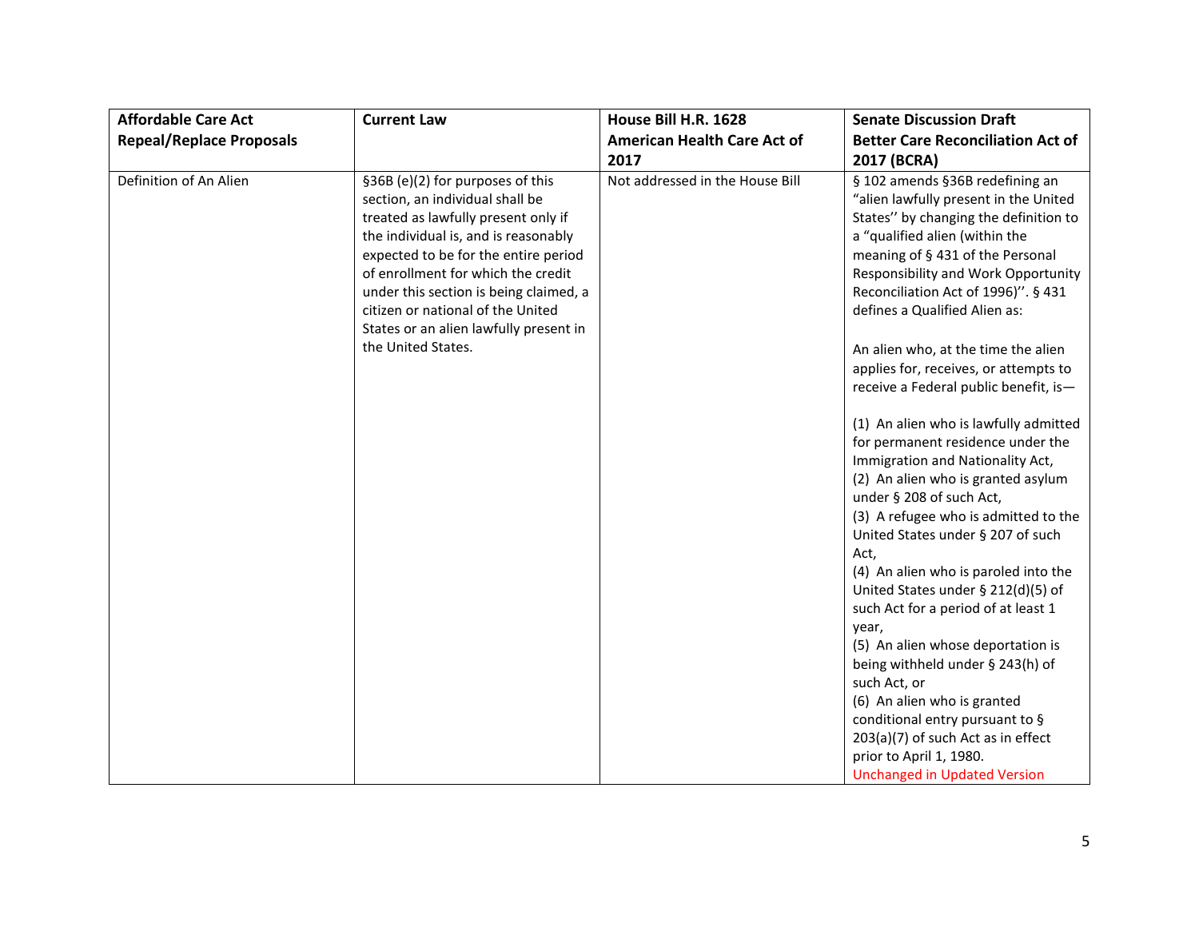| Affordable Care Act Repeal/Replace Proposals | Current Law | House Bill H.R. 1628 American Health Care Act of 2017 | Senate Discussion Draft Better Care Reconciliation Act of 2017 (BCRA) |
| --- | --- | --- | --- |
| Definition of An Alien | §36B (e)(2) for purposes of this section, an individual shall be treated as lawfully present only if the individual is, and is reasonably expected to be for the entire period of enrollment for which the credit under this section is being claimed, a citizen or national of the United States or an alien lawfully present in the United States. | Not addressed in the House Bill | § 102 amends §36B redefining an "alien lawfully present in the United States'' by changing the definition to a "qualified alien (within the meaning of § 431 of the Personal Responsibility and Work Opportunity Reconciliation Act of 1996)''. § 431 defines a Qualified Alien as:<br><br>An alien who, at the time the alien applies for, receives, or attempts to receive a Federal public benefit, is—<br><br>(1) An alien who is lawfully admitted for permanent residence under the Immigration and Nationality Act,<br>(2) An alien who is granted asylum under § 208 of such Act,<br>(3) A refugee who is admitted to the United States under § 207 of such Act,<br>(4) An alien who is paroled into the United States under § 212(d)(5) of such Act for a period of at least 1 year,<br>(5) An alien whose deportation is being withheld under § 243(h) of such Act, or<br>(6) An alien who is granted conditional entry pursuant to § 203(a)(7) of such Act as in effect prior to April 1, 1980.<br>Unchanged in Updated Version |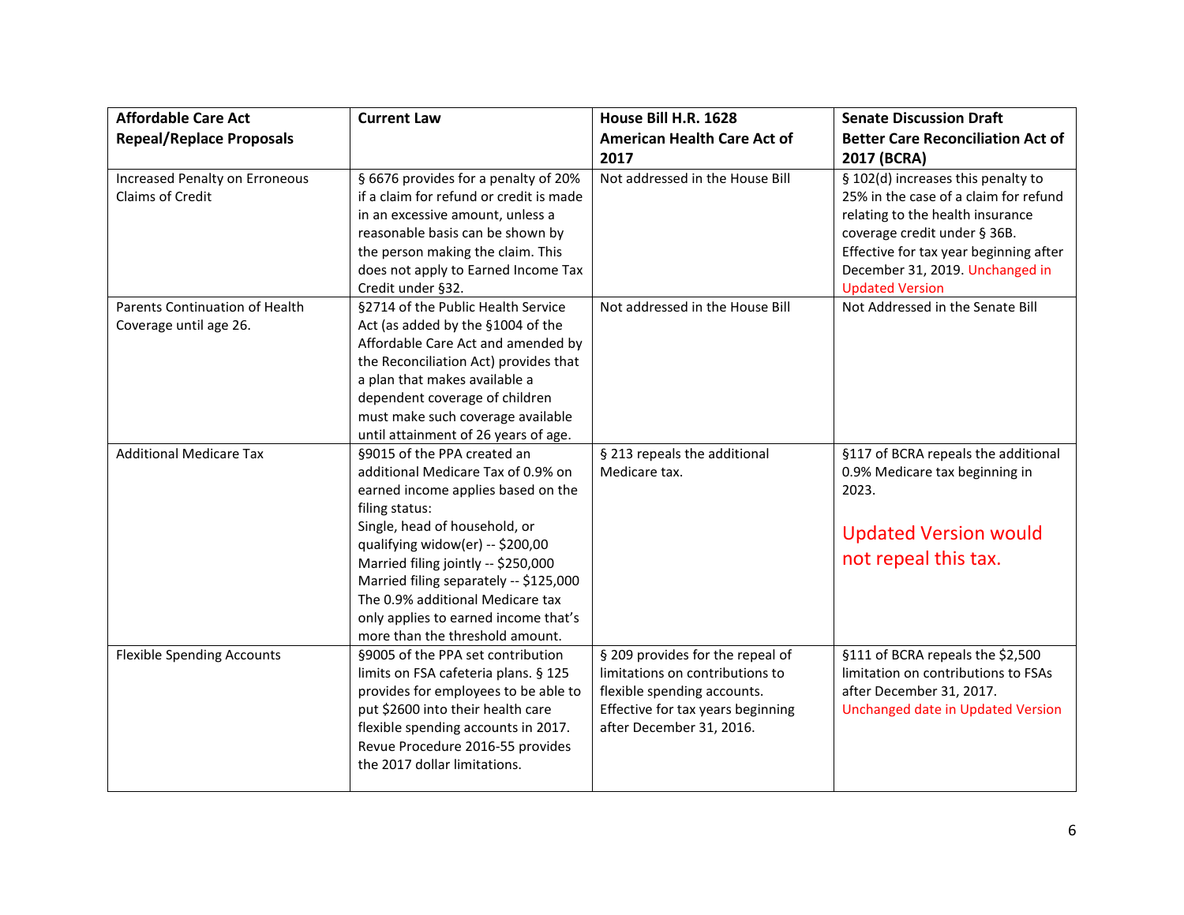| Affordable Care Act Repeal/Replace Proposals | Current Law | House Bill H.R. 1628 American Health Care Act of 2017 | Senate Discussion Draft Better Care Reconciliation Act of 2017 (BCRA) |
|---|---|---|---|
| Increased Penalty on Erroneous Claims of Credit | § 6676 provides for a penalty of 20% if a claim for refund or credit is made in an excessive amount, unless a reasonable basis can be shown by the person making the claim. This does not apply to Earned Income Tax Credit under §32. | Not addressed in the House Bill | § 102(d) increases this penalty to 25% in the case of a claim for refund relating to the health insurance coverage credit under § 36B. Effective for tax year beginning after December 31, 2019. Unchanged in Updated Version |
| Parents Continuation of Health Coverage until age 26. | §2714 of the Public Health Service Act (as added by the §1004 of the Affordable Care Act and amended by the Reconciliation Act) provides that a plan that makes available a dependent coverage of children must make such coverage available until attainment of 26 years of age. | Not addressed in the House Bill | Not Addressed in the Senate Bill |
| Additional Medicare Tax | §9015 of the PPA created an additional Medicare Tax of 0.9% on earned income applies based on the filing status:<br>Single, head of household, or qualifying widow(er) -- $200,00<br>Married filing jointly -- $250,000<br>Married filing separately -- $125,000<br>The 0.9% additional Medicare tax only applies to earned income that's more than the threshold amount. | § 213 repeals the additional Medicare tax. | §117 of BCRA repeals the additional 0.9% Medicare tax beginning in 2023.<br><br>Updated Version would not repeal this tax. |
| Flexible Spending Accounts | §9005 of the PPA set contribution limits on FSA cafeteria plans. § 125 provides for employees to be able to put $2600 into their health care flexible spending accounts in 2017. Revue Procedure 2016-55 provides the 2017 dollar limitations. | § 209 provides for the repeal of limitations on contributions to flexible spending accounts. Effective for tax years beginning after December 31, 2016. | §111 of BCRA repeals the $2,500 limitation on contributions to FSAs after December 31, 2017. Unchanged date in Updated Version |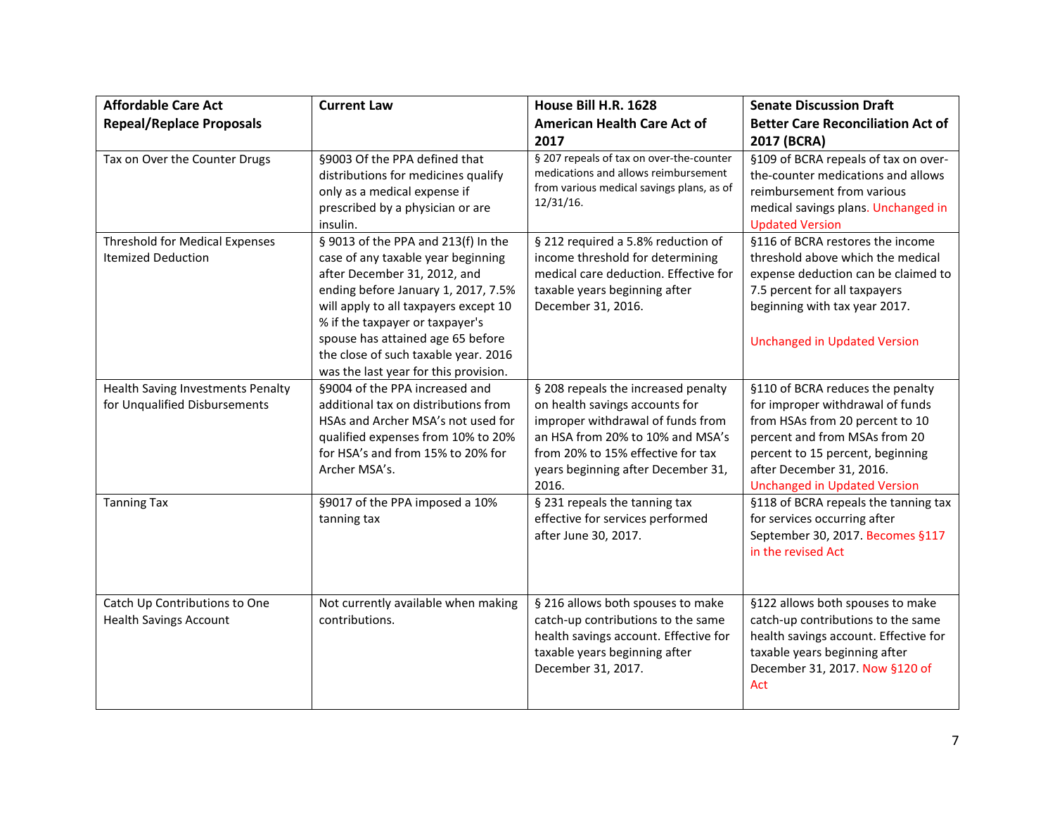| Affordable Care Act Repeal/Replace Proposals | Current Law | House Bill H.R. 1628 American Health Care Act of 2017 | Senate Discussion Draft Better Care Reconciliation Act of 2017 (BCRA) |
|---|---|---|---|
| Tax on Over the Counter Drugs | §9003 Of the PPA defined that distributions for medicines qualify only as a medical expense if prescribed by a physician or are insulin. | § 207 repeals of tax on over-the-counter medications and allows reimbursement from various medical savings plans, as of 12/31/16. | §109 of BCRA repeals of tax on over-the-counter medications and allows reimbursement from various medical savings plans. Unchanged in Updated Version |
| Threshold for Medical Expenses Itemized Deduction | § 9013 of the PPA and 213(f) In the case of any taxable year beginning after December 31, 2012, and ending before January 1, 2017, 7.5% will apply to all taxpayers except 10 % if the taxpayer or taxpayer's spouse has attained age 65 before the close of such taxable year. 2016 was the last year for this provision. | § 212 required a 5.8% reduction of income threshold for determining medical care deduction. Effective for taxable years beginning after December 31, 2016. | §116 of BCRA restores the income threshold above which the medical expense deduction can be claimed to 7.5 percent for all taxpayers beginning with tax year 2017.<br><br>Unchanged in Updated Version |
| Health Saving Investments Penalty for Unqualified Disbursements | §9004 of the PPA increased and additional tax on distributions from HSAs and Archer MSA's not used for qualified expenses from 10% to 20% for HSA's and from 15% to 20% for Archer MSA's. | § 208 repeals the increased penalty on health savings accounts for improper withdrawal of funds from an HSA from 20% to 10% and MSA's from 20% to 15% effective for tax years beginning after December 31, 2016. | §110 of BCRA reduces the penalty for improper withdrawal of funds from HSAs from 20 percent to 10 percent and from MSAs from 20 percent to 15 percent, beginning after December 31, 2016. Unchanged in Updated Version |
| Tanning Tax | §9017 of the PPA imposed a 10% tanning tax | § 231 repeals the tanning tax effective for services performed after June 30, 2017. | §118 of BCRA repeals the tanning tax for services occurring after September 30, 2017. Becomes §117 in the revised Act |
| Catch Up Contributions to One Health Savings Account | Not currently available when making contributions. | § 216 allows both spouses to make catch-up contributions to the same health savings account. Effective for taxable years beginning after December 31, 2017. | §122 allows both spouses to make catch-up contributions to the same health savings account. Effective for taxable years beginning after December 31, 2017. Now §120 of Act |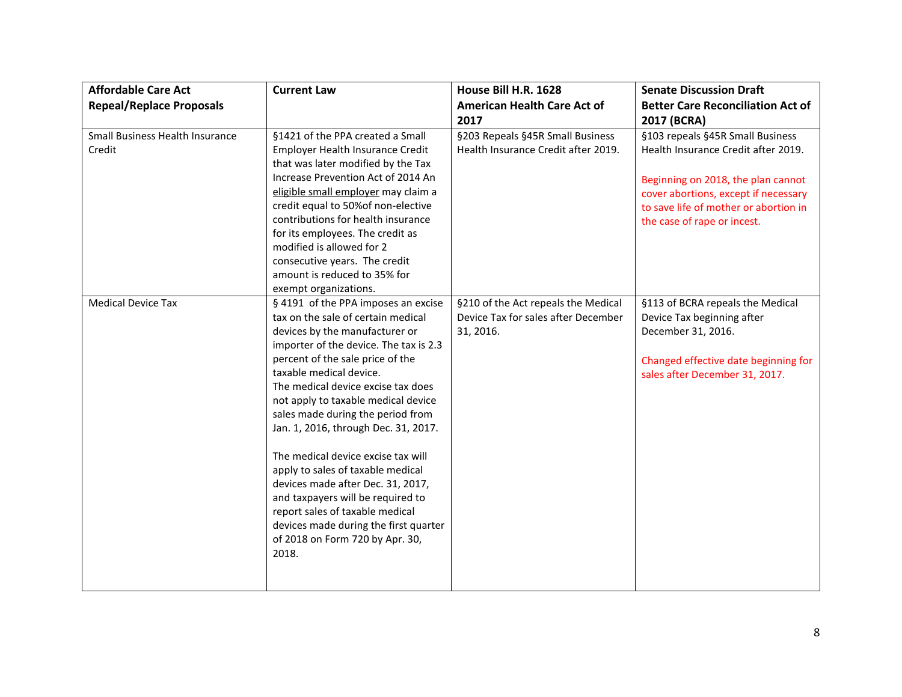| Affordable Care Act Repeal/Replace Proposals | Current Law | House Bill H.R. 1628 American Health Care Act of 2017 | Senate Discussion Draft Better Care Reconciliation Act of 2017 (BCRA) |
|---|---|---|---|
| Small Business Health Insurance Credit | §1421 of the PPA created a Small Employer Health Insurance Credit that was later modified by the Tax Increase Prevention Act of 2014 An eligible small employer may claim a credit equal to 50%of non-elective contributions for health insurance for its employees. The credit as modified is allowed for 2 consecutive years. The credit amount is reduced to 35% for exempt organizations. | §203 Repeals §45R Small Business Health Insurance Credit after 2019. | §103 repeals §45R Small Business Health Insurance Credit after 2019.<br><br>Beginning on 2018, the plan cannot cover abortions, except if necessary to save life of mother or abortion in the case of rape or incest. |
| Medical Device Tax | § 4191 of the PPA imposes an excise tax on the sale of certain medical devices by the manufacturer or importer of the device. The tax is 2.3 percent of the sale price of the taxable medical device.<br>The medical device excise tax does not apply to taxable medical device sales made during the period from Jan. 1, 2016, through Dec. 31, 2017.<br><br>The medical device excise tax will apply to sales of taxable medical devices made after Dec. 31, 2017, and taxpayers will be required to report sales of taxable medical devices made during the first quarter of 2018 on Form 720 by Apr. 30, 2018. | §210 of the Act repeals the Medical Device Tax for sales after December 31, 2016. | §113 of BCRA repeals the Medical Device Tax beginning after December 31, 2016.<br><br>Changed effective date beginning for sales after December 31, 2017. |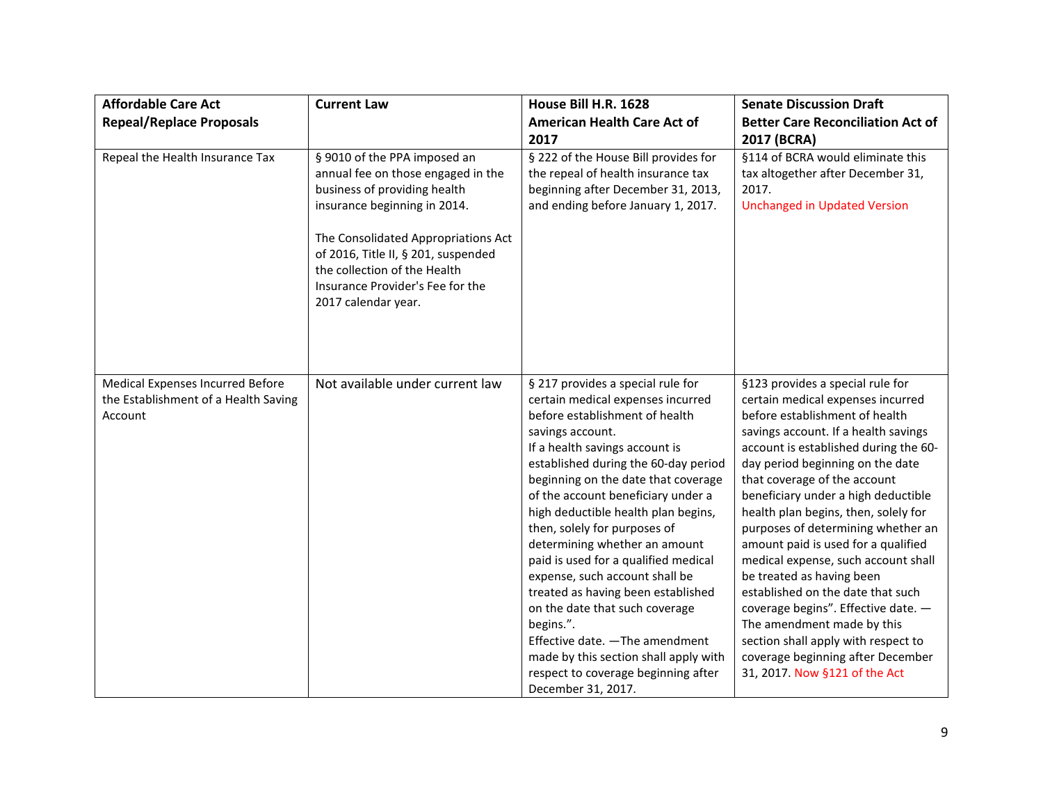| Affordable Care Act Repeal/Replace Proposals | Current Law | House Bill H.R. 1628 American Health Care Act of 2017 | Senate Discussion Draft Better Care Reconciliation Act of 2017 (BCRA) |
|---|---|---|---|
| Repeal the Health Insurance Tax | § 9010 of the PPA imposed an annual fee on those engaged in the business of providing health insurance beginning in 2014.<br><br>The Consolidated Appropriations Act of 2016, Title II, § 201, suspended the collection of the Health Insurance Provider's Fee for the 2017 calendar year. | § 222 of the House Bill provides for the repeal of health insurance tax beginning after December 31, 2013, and ending before January 1, 2017. | §114 of BCRA would eliminate this tax altogether after December 31, 2017.<br>Unchanged in Updated Version |
| Medical Expenses Incurred Before the Establishment of a Health Saving Account | Not available under current law | § 217 provides a special rule for certain medical expenses incurred before establishment of health savings account.<br>If a health savings account is established during the 60-day period beginning on the date that coverage of the account beneficiary under a high deductible health plan begins, then, solely for purposes of determining whether an amount paid is used for a qualified medical expense, such account shall be treated as having been established on the date that such coverage begins.".<br>Effective date. —The amendment made by this section shall apply with respect to coverage beginning after December 31, 2017. | §123 provides a special rule for certain medical expenses incurred before establishment of health savings account. If a health savings account is established during the 60-day period beginning on the date that coverage of the account beneficiary under a high deductible health plan begins, then, solely for purposes of determining whether an amount paid is used for a qualified medical expense, such account shall be treated as having been established on the date that such coverage begins". Effective date. — The amendment made by this section shall apply with respect to coverage beginning after December 31, 2017. Now §121 of the Act |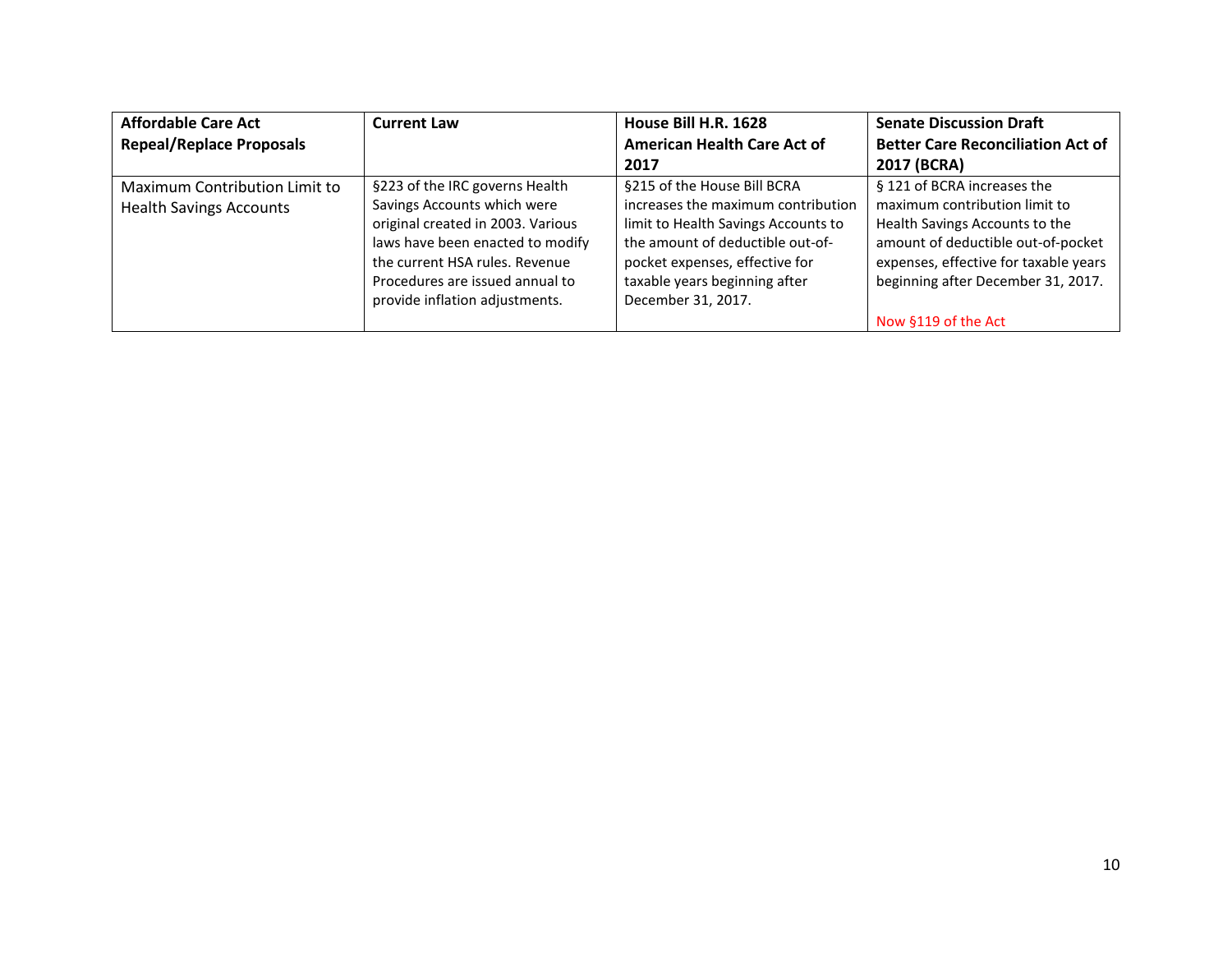| Affordable Care Act Repeal/Replace Proposals | Current Law | House Bill H.R. 1628 American Health Care Act of 2017 | Senate Discussion Draft Better Care Reconciliation Act of 2017 (BCRA) |
|---|---|---|---|
| Maximum Contribution Limit to Health Savings Accounts | §223 of the IRC governs Health Savings Accounts which were original created in 2003. Various laws have been enacted to modify the current HSA rules. Revenue Procedures are issued annual to provide inflation adjustments. | §215 of the House Bill BCRA increases the maximum contribution limit to Health Savings Accounts to the amount of deductible out-of-pocket expenses, effective for taxable years beginning after December 31, 2017. | § 121 of BCRA increases the maximum contribution limit to Health Savings Accounts to the amount of deductible out-of-pocket expenses, effective for taxable years beginning after December 31, 2017.<br><br>Now §119 of the Act |